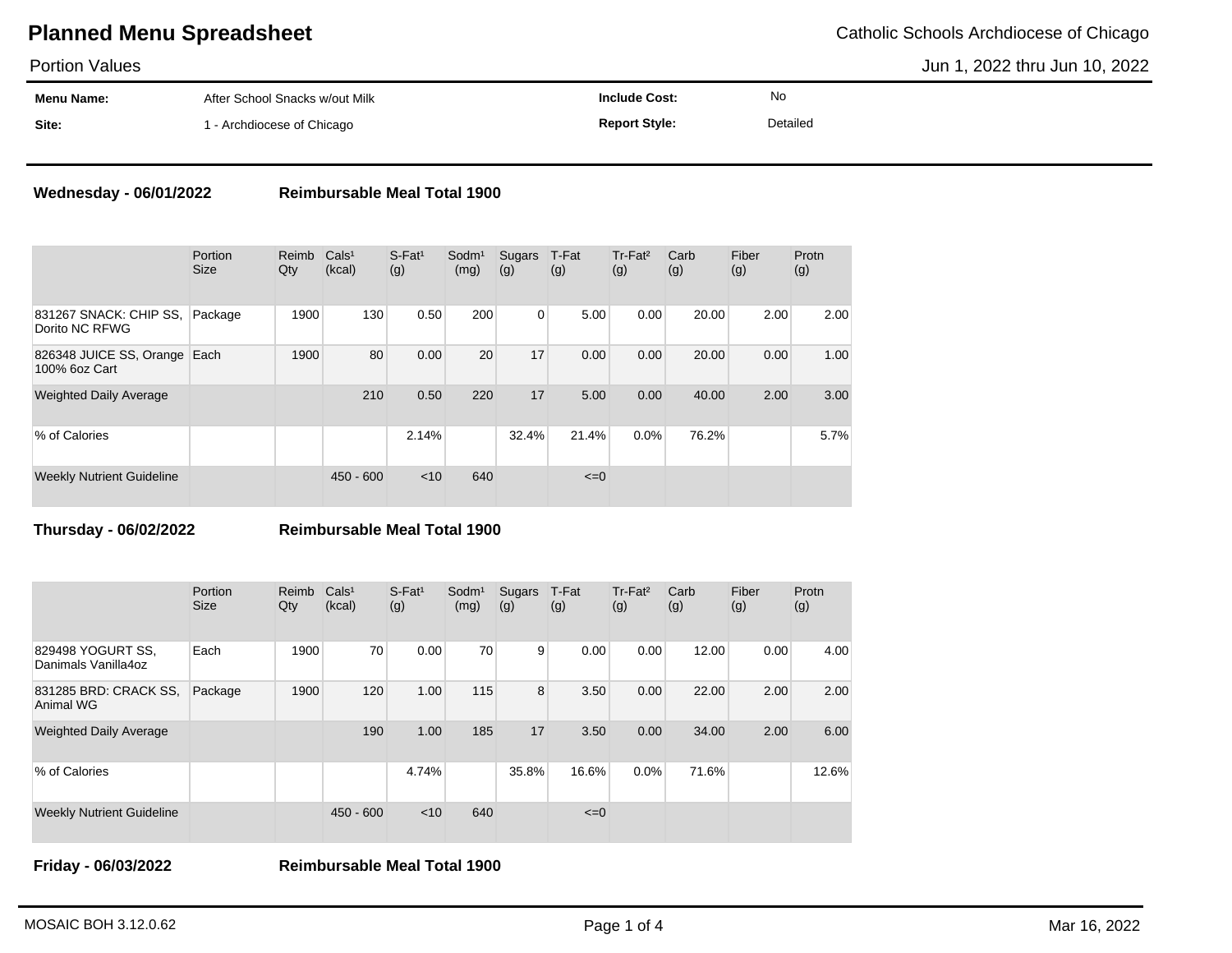# Planned Menu Spreadsheet

Catholic Schools Archdiocese of Chicago

Portion Values

Jun 1, 2022 thru Jun 10, 2022

| | | | |
|---|---|---|---|
| **Menu Name:** | After School Snacks w/out Milk | **Include Cost:** | No |
| **Site:** | 1 - Archdiocese of Chicago | **Report Style:** | Detailed |

**Wednesday - 06/01/2022** **Reimbursable Meal Total 1900**

| | Portion Size | Reimb Qty | Cals[1] (kcal) | S-Fat[1] (g) | Sodm[1] (mg) | Sugars (g) | T-Fat (g) | Tr-Fat[2] (g) | Carb (g) | Fiber (g) | Protn (g) |
|---|---|---|---|---|---|---|---|---|---|---|---|
| 831267 SNACK: CHIP SS, Dorito NC RFWG | Package | 1900 | 130 | 0.50 | 200 | 0 | 5.00 | 0.00 | 20.00 | 2.00 | 2.00 |
| 826348 JUICE SS, Orange 100% 6oz Cart | Each | 1900 | 80 | 0.00 | 20 | 17 | 0.00 | 0.00 | 20.00 | 0.00 | 1.00 |
| Weighted Daily Average | | | 210 | 0.50 | 220 | 17 | 5.00 | 0.00 | 40.00 | 2.00 | 3.00 |
| % of Calories | | | | 2.14% | | 32.4% | 21.4% | 0.0% | 76.2% | | 5.7% |
| Weekly Nutrient Guideline | | | 450 - 600 | <10 | 640 | | <=0 | | | | |

**Thursday - 06/02/2022** **Reimbursable Meal Total 1900**

| | Portion Size | Reimb Qty | Cals[1] (kcal) | S-Fat[1] (g) | Sodm[1] (mg) | Sugars (g) | T-Fat (g) | Tr-Fat[2] (g) | Carb (g) | Fiber (g) | Protn (g) |
|---|---|---|---|---|---|---|---|---|---|---|---|
| 829498 YOGURT SS, Danimals Vanilla4oz | Each | 1900 | 70 | 0.00 | 70 | 9 | 0.00 | 0.00 | 12.00 | 0.00 | 4.00 |
| 831285 BRD: CRACK SS, Animal WG | Package | 1900 | 120 | 1.00 | 115 | 8 | 3.50 | 0.00 | 22.00 | 2.00 | 2.00 |
| Weighted Daily Average | | | 190 | 1.00 | 185 | 17 | 3.50 | 0.00 | 34.00 | 2.00 | 6.00 |
| % of Calories | | | | 4.74% | | 35.8% | 16.6% | 0.0% | 71.6% | | 12.6% |
| Weekly Nutrient Guideline | | | 450 - 600 | <10 | 640 | | <=0 | | | | |

**Friday - 06/03/2022** **Reimbursable Meal Total 1900**

MOSAIC BOH 3.12.0.62

Mar 16, 2022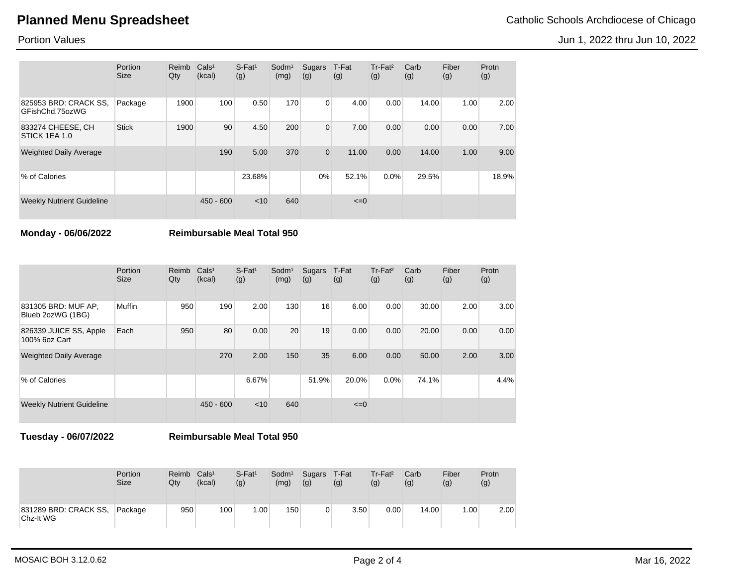# Planned Menu Spreadsheet

Catholic Schools Archdiocese of Chicago

Portion Values

Jun 1, 2022 thru Jun 10, 2022

| | Portion Size | Reimb Qty | Cals[1] (kcal) | S-Fat[1] (g) | Sodm[1] (mg) | Sugars (g) | T-Fat (g) | Tr-Fat[2] (g) | Carb (g) | Fiber (g) | Protn (g) |
|---|---|---|---|---|---|---|---|---|---|---|---|
| 825953 BRD: CRACK SS, GFishChd.75ozWG | Package | 1900 | 100 | 0.50 | 170 | 0 | 4.00 | 0.00 | 14.00 | 1.00 | 2.00 |
| 833274 CHEESE, CH STICK 1EA 1.0 | Stick | 1900 | 90 | 4.50 | 200 | 0 | 7.00 | 0.00 | 0.00 | 0.00 | 7.00 |
| Weighted Daily Average | | | 190 | 5.00 | 370 | 0 | 11.00 | 0.00 | 14.00 | 1.00 | 9.00 |
| % of Calories | | | | 23.68% | | 0% | 52.1% | 0.0% | 29.5% | | 18.9% |
| Weekly Nutrient Guideline | | | 450 - 600 | <10 | 640 | | <=0 | | | | |

**Monday - 06/06/2022** **Reimbursable Meal Total 950**

| | Portion Size | Reimb Qty | Cals[1] (kcal) | S-Fat[1] (g) | Sodm[1] (mg) | Sugars (g) | T-Fat (g) | Tr-Fat[2] (g) | Carb (g) | Fiber (g) | Protn (g) |
|---|---|---|---|---|---|---|---|---|---|---|---|
| 831305 BRD: MUF AP, Blueb 2ozWG (1BG) | Muffin | 950 | 190 | 2.00 | 130 | 16 | 6.00 | 0.00 | 30.00 | 2.00 | 3.00 |
| 826339 JUICE SS, Apple 100% 6oz Cart | Each | 950 | 80 | 0.00 | 20 | 19 | 0.00 | 0.00 | 20.00 | 0.00 | 0.00 |
| Weighted Daily Average | | | 270 | 2.00 | 150 | 35 | 6.00 | 0.00 | 50.00 | 2.00 | 3.00 |
| % of Calories | | | | 6.67% | | 51.9% | 20.0% | 0.0% | 74.1% | | 4.4% |
| Weekly Nutrient Guideline | | | 450 - 600 | <10 | 640 | | <=0 | | | | |

**Tuesday - 06/07/2022** **Reimbursable Meal Total 950**

| | Portion Size | Reimb Qty | Cals[1] (kcal) | S-Fat[1] (g) | Sodm[1] (mg) | Sugars (g) | T-Fat (g) | Tr-Fat[2] (g) | Carb (g) | Fiber (g) | Protn (g) |
|---|---|---|---|---|---|---|---|---|---|---|---|
| 831289 BRD: CRACK SS, Chz-It WG | Package | 950 | 100 | 1.00 | 150 | 0 | 3.50 | 0.00 | 14.00 | 1.00 | 2.00 |

MOSAIC BOH 3.12.0.62 Mar 16, 2022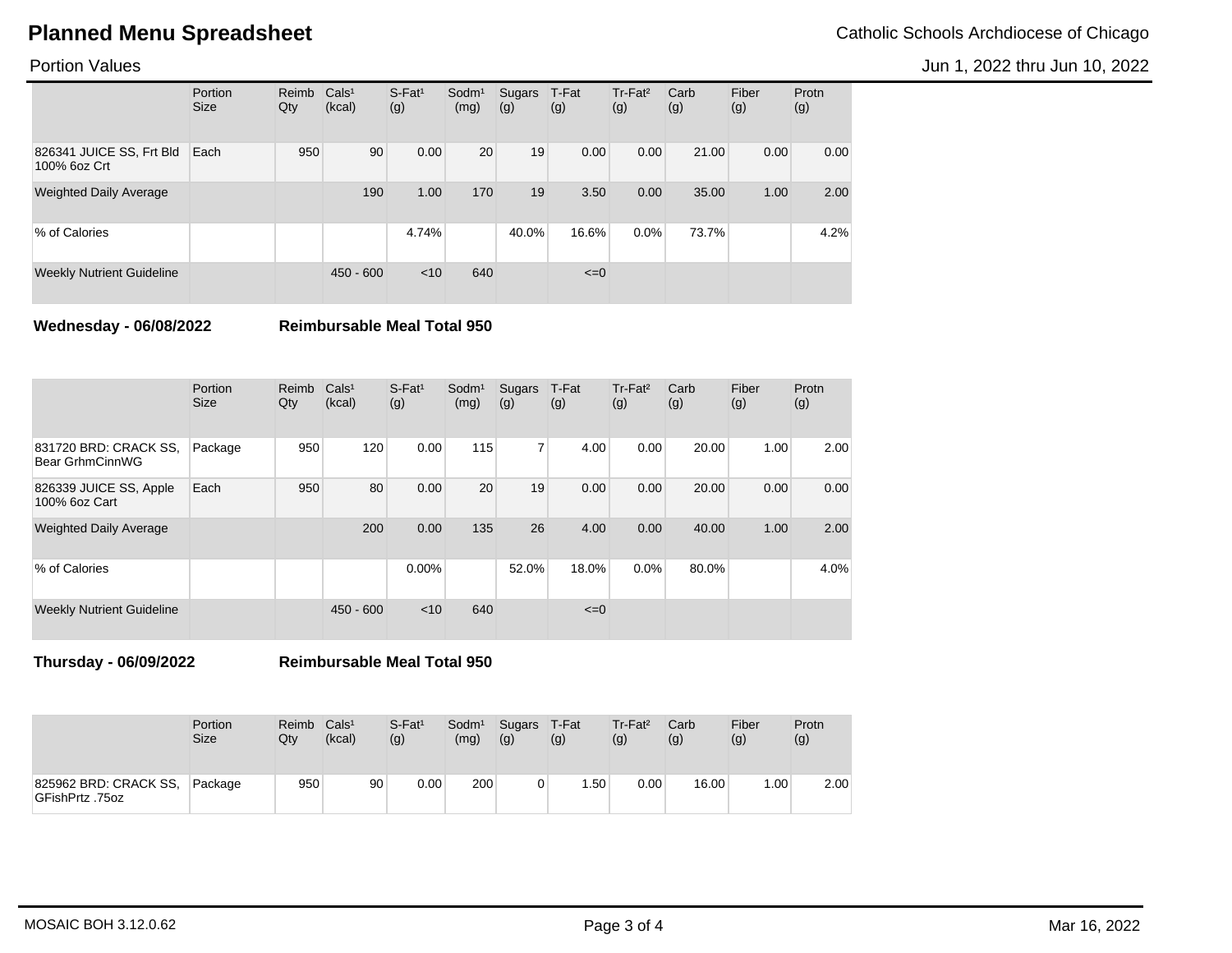# Planned Menu Spreadsheet

Catholic Schools Archdiocese of Chicago

Portion Values

Jun 1, 2022 thru Jun 10, 2022

| | Portion Size | Reimb Qty | Cals¹ (kcal) | S-Fat¹ (g) | Sodm¹ (mg) | Sugars (g) | T-Fat (g) | Tr-Fat² (g) | Carb (g) | Fiber (g) | Protn (g) |
|---|---|---|---|---|---|---|---|---|---|---|---|
| 826341 JUICE SS, Frt Bld 100% 6oz Crt | Each | 950 | 90 | 0.00 | 20 | 19 | 0.00 | 0.00 | 21.00 | 0.00 | 0.00 |
| Weighted Daily Average | | | 190 | 1.00 | 170 | 19 | 3.50 | 0.00 | 35.00 | 1.00 | 2.00 |
| % of Calories | | | | 4.74% | | 40.0% | 16.6% | 0.0% | 73.7% | | 4.2% |
| Weekly Nutrient Guideline | | | 450 - 600 | <10 | 640 | | <=0 | | | | |

**Wednesday - 06/08/2022** **Reimbursable Meal Total 950**

| | Portion Size | Reimb Qty | Cals¹ (kcal) | S-Fat¹ (g) | Sodm¹ (mg) | Sugars (g) | T-Fat (g) | Tr-Fat² (g) | Carb (g) | Fiber (g) | Protn (g) |
|---|---|---|---|---|---|---|---|---|---|---|---|
| 831720 BRD: CRACK SS, Bear GrhmCinnWG | Package | 950 | 120 | 0.00 | 115 | 7 | 4.00 | 0.00 | 20.00 | 1.00 | 2.00 |
| 826339 JUICE SS, Apple 100% 6oz Cart | Each | 950 | 80 | 0.00 | 20 | 19 | 0.00 | 0.00 | 20.00 | 0.00 | 0.00 |
| Weighted Daily Average | | | 200 | 0.00 | 135 | 26 | 4.00 | 0.00 | 40.00 | 1.00 | 2.00 |
| % of Calories | | | | 0.00% | | 52.0% | 18.0% | 0.0% | 80.0% | | 4.0% |
| Weekly Nutrient Guideline | | | 450 - 600 | <10 | 640 | | <=0 | | | | |

**Thursday - 06/09/2022** **Reimbursable Meal Total 950**

| | Portion Size | Reimb Qty | Cals¹ (kcal) | S-Fat¹ (g) | Sodm¹ (mg) | Sugars (g) | T-Fat (g) | Tr-Fat² (g) | Carb (g) | Fiber (g) | Protn (g) |
|---|---|---|---|---|---|---|---|---|---|---|---|
| 825962 BRD: CRACK SS, GFishPrtz .75oz | Package | 950 | 90 | 0.00 | 200 | 0 | 1.50 | 0.00 | 16.00 | 1.00 | 2.00 |

MOSAIC BOH 3.12.0.62

Mar 16, 2022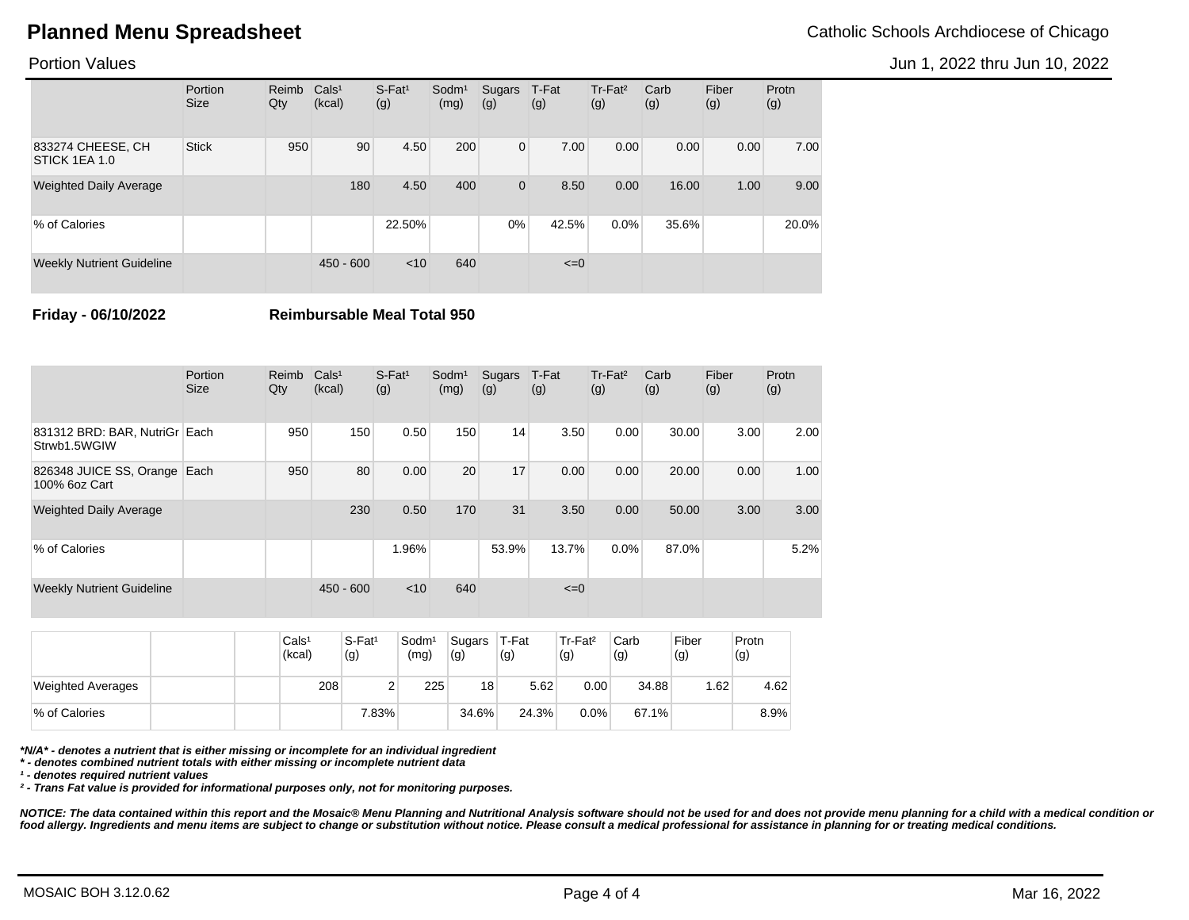# Planned Menu Spreadsheet

Catholic Schools Archdiocese of Chicago

Portion Values

Jun 1, 2022 thru Jun 10, 2022

| | Portion Size | Reimb Qty | Cals¹ (kcal) | S-Fat¹ (g) | Sodm¹ (mg) | Sugars (g) | T-Fat (g) | Tr-Fat² (g) | Carb (g) | Fiber (g) | Protn (g) |
|---|---|---|---|---|---|---|---|---|---|---|---|
| 833274 CHEESE, CH STICK 1EA 1.0 | Stick | 950 | 90 | 4.50 | 200 | 0 | 7.00 | 0.00 | 0.00 | 0.00 | 7.00 |
| Weighted Daily Average | | | 180 | 4.50 | 400 | 0 | 8.50 | 0.00 | 16.00 | 1.00 | 9.00 |
| % of Calories | | | | 22.50% | | 0% | 42.5% | 0.0% | 35.6% | | 20.0% |
| Weekly Nutrient Guideline | | | 450 - 600 | <10 | 640 | | <=0 | | | | |

**Friday - 06/10/2022** **Reimbursable Meal Total 950**

| | Portion Size | Reimb Qty | Cals¹ (kcal) | S-Fat¹ (g) | Sodm¹ (mg) | Sugars (g) | T-Fat (g) | Tr-Fat² (g) | Carb (g) | Fiber (g) | Protn (g) |
|---|---|---|---|---|---|---|---|---|---|---|---|
| 831312 BRD: BAR, NutriGr Strwb1.5WGIW | Each | 950 | 150 | 0.50 | 150 | 14 | 3.50 | 0.00 | 30.00 | 3.00 | 2.00 |
| 826348 JUICE SS, Orange 100% 6oz Cart | Each | 950 | 80 | 0.00 | 20 | 17 | 0.00 | 0.00 | 20.00 | 0.00 | 1.00 |
| Weighted Daily Average | | | 230 | 0.50 | 170 | 31 | 3.50 | 0.00 | 50.00 | 3.00 | 3.00 |
| % of Calories | | | | 1.96% | | 53.9% | 13.7% | 0.0% | 87.0% | | 5.2% |
| Weekly Nutrient Guideline | | | 450 - 600 | <10 | 640 | | <=0 | | | | |

| | | | Cals¹ (kcal) | S-Fat¹ (g) | Sodm¹ (mg) | Sugars (g) | T-Fat (g) | Tr-Fat² (g) | Carb (g) | Fiber (g) | Protn (g) |
|---|---|---|---|---|---|---|---|---|---|---|---|
| Weighted Averages | | | 208 | 2 | 225 | 18 | 5.62 | 0.00 | 34.88 | 1.62 | 4.62 |
| % of Calories | | | | 7.83% | | 34.6% | 24.3% | 0.0% | 67.1% | | 8.9% |

***N/A* - denotes a nutrient that is either missing or incomplete for an individual ingredient**

***\* - denotes combined nutrient totals with either missing or incomplete nutrient data***

***¹ - denotes required nutrient values***

***² - Trans Fat value is provided for informational purposes only, not for monitoring purposes.***

***NOTICE: The data contained within this report and the Mosaic® Menu Planning and Nutritional Analysis software should not be used for and does not provide menu planning for a child with a medical condition or food allergy. Ingredients and menu items are subject to change or substitution without notice. Please consult a medical professional for assistance in planning for or treating medical conditions.***

MOSAIC BOH 3.12.0.62

Mar 16, 2022